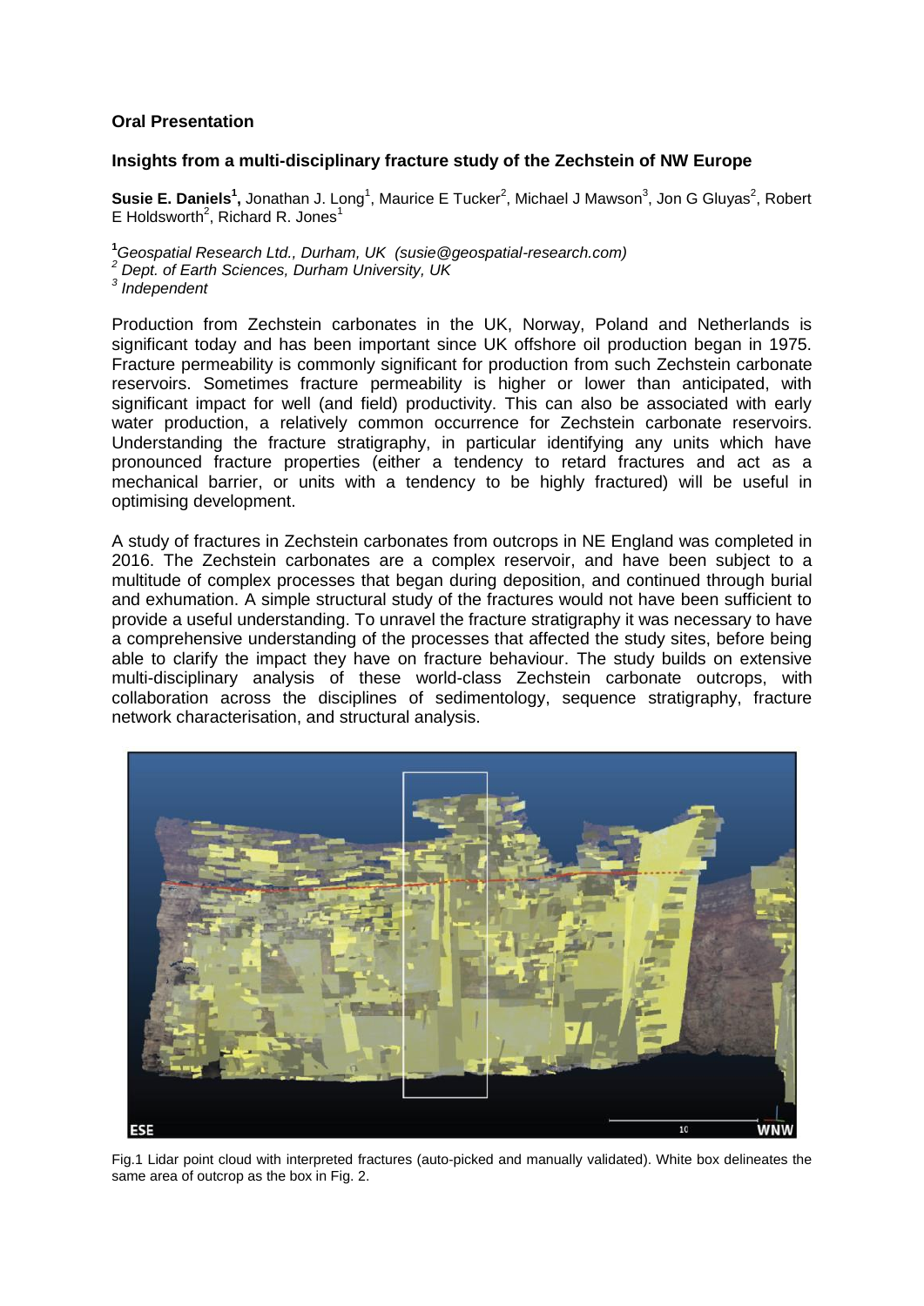**Oral Presentation**

## Insights from a multi-disciplinary fracture study of the Zechstein of NW Europe

**Susie E. Daniels[1],** Jonathan J. Long[1], Maurice E Tucker[2], Michael J Mawson[3], Jon G Gluyas[2], Robert E Holdsworth[2], Richard R. Jones[1]

[1]*Geospatial Research Ltd., Durham, UK (susie@geospatial-research.com)*
[2] *Dept. of Earth Sciences, Durham University, UK*
[3] *Independent*

Production from Zechstein carbonates in the UK, Norway, Poland and Netherlands is significant today and has been important since UK offshore oil production began in 1975. Fracture permeability is commonly significant for production from such Zechstein carbonate reservoirs. Sometimes fracture permeability is higher or lower than anticipated, with significant impact for well (and field) productivity. This can also be associated with early water production, a relatively common occurrence for Zechstein carbonate reservoirs. Understanding the fracture stratigraphy, in particular identifying any units which have pronounced fracture properties (either a tendency to retard fractures and act as a mechanical barrier, or units with a tendency to be highly fractured) will be useful in optimising development.

A study of fractures in Zechstein carbonates from outcrops in NE England was completed in 2016. The Zechstein carbonates are a complex reservoir, and have been subject to a multitude of complex processes that began during deposition, and continued through burial and exhumation. A simple structural study of the fractures would not have been sufficient to provide a useful understanding. To unravel the fracture stratigraphy it was necessary to have a comprehensive understanding of the processes that affected the study sites, before being able to clarify the impact they have on fracture behaviour. The study builds on extensive multi-disciplinary analysis of these world-class Zechstein carbonate outcrops, with collaboration across the disciplines of sedimentology, sequence stratigraphy, fracture network characterisation, and structural analysis.

Fig.1 Lidar point cloud with interpreted fractures (auto-picked and manually validated). White box delineates the same area of outcrop as the box in Fig. 2.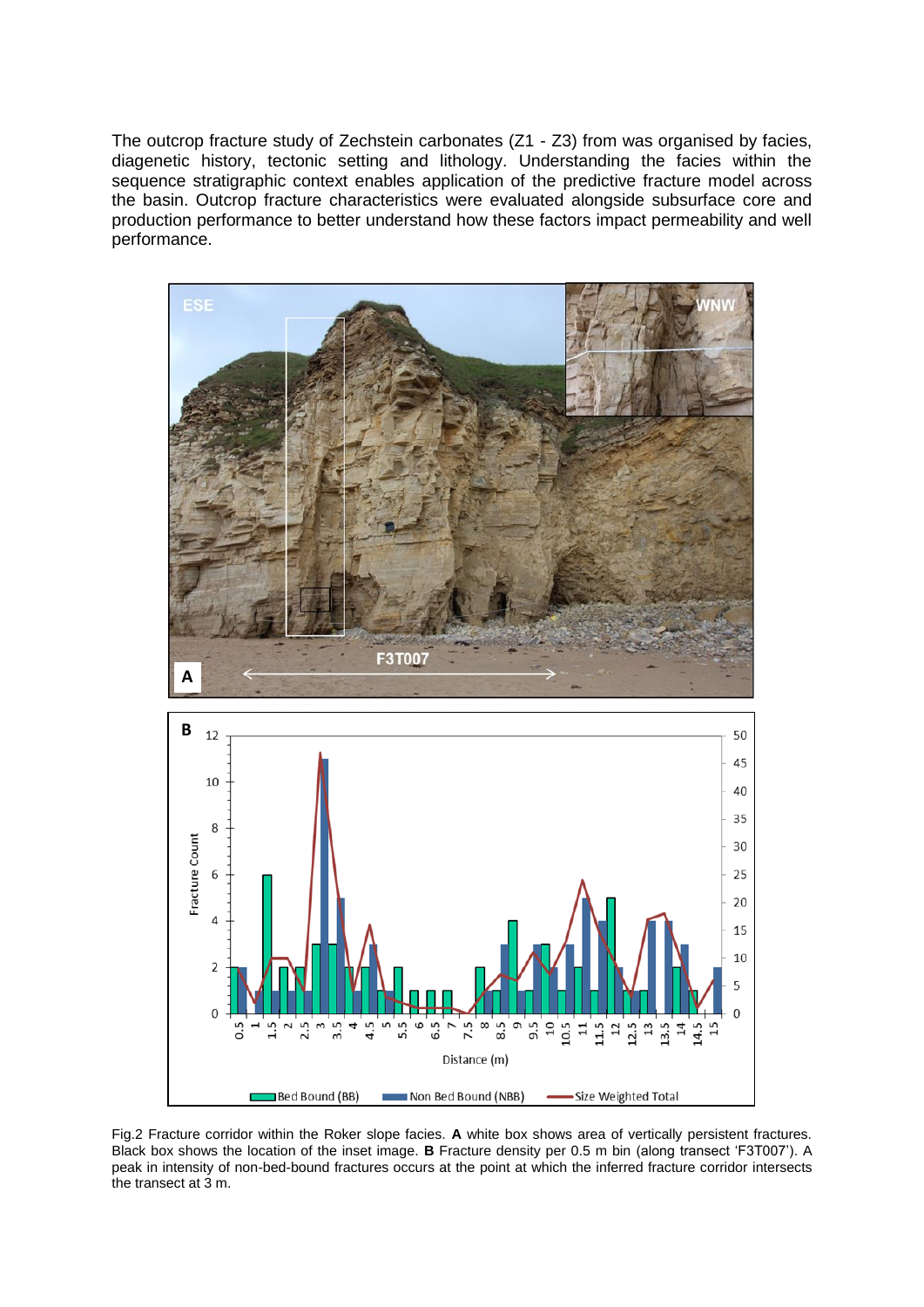The outcrop fracture study of Zechstein carbonates (Z1 - Z3) from was organised by facies, diagenetic history, tectonic setting and lithology. Understanding the facies within the sequence stratigraphic context enables application of the predictive fracture model across the basin. Outcrop fracture characteristics were evaluated alongside subsurface core and production performance to better understand how these factors impact permeability and well performance.

A

ESE

WNW

F3T007

B

Fracture Count

0
2
4
6
8
10
12

0
5
10
15
20
25
30
35
40
45
50

Distance (m)

0.5 1 1.5 2 2.5 3 3.5 4 4.5 5 5.5 6 6.5 7 7.5 8 8.5 9 9.5 10 10.5 11 11.5 12 12.5 13 13.5 14 14.5 15

Bed Bound (BB) Non Bed Bound (NBB) Size Weighted Total

Fig.2 Fracture corridor within the Roker slope facies. **A** white box shows area of vertically persistent fractures. Black box shows the location of the inset image. **B** Fracture density per 0.5 m bin (along transect 'F3T007'). A peak in intensity of non-bed-bound fractures occurs at the point at which the inferred fracture corridor intersects the transect at 3 m.